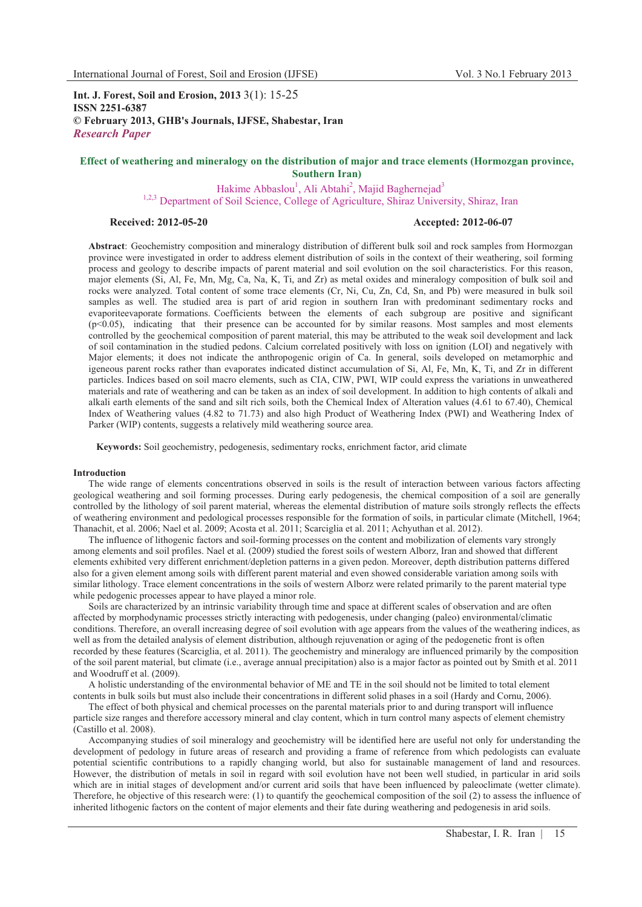**Int. J. Forest, Soil and Erosion, 2013** 3(1): 15-25
**ISSN 2251-6387**
**© February 2013, GHB's Journals, IJFSE, Shabestar, Iran**
***Research Paper***

# Effect of weathering and mineralogy on the distribution of major and trace elements (Hormozgan province, Southern Iran)

Hakime Abbaslou[1], Ali Abtahi[2], Majid Baghernejad[3]

[1,2,3] Department of Soil Science, College of Agriculture, Shiraz University, Shiraz, Iran

**Received: 2012-05-20** **Accepted: 2012-06-07**

**Abstract**: Geochemistry composition and mineralogy distribution of different bulk soil and rock samples from Hormozgan province were investigated in order to address element distribution of soils in the context of their weathering, soil forming process and geology to describe impacts of parent material and soil evolution on the soil characteristics. For this reason, major elements (Si, Al, Fe, Mn, Mg, Ca, Na, K, Ti, and Zr) as metal oxides and mineralogy composition of bulk soil and rocks were analyzed. Total content of some trace elements (Cr, Ni, Cu, Zn, Cd, Sn, and Pb) were measured in bulk soil samples as well. The studied area is part of arid region in southern Iran with predominant sedimentary rocks and evaporiteevaporate formations. Coefficients between the elements of each subgroup are positive and significant ($p<0.05$), indicating that their presence can be accounted for by similar reasons. Most samples and most elements controlled by the geochemical composition of parent material, this may be attributed to the weak soil development and lack of soil contamination in the studied pedons. Calcium correlated positively with loss on ignition (LOI) and negatively with Major elements; it does not indicate the anthropogenic origin of Ca. In general, soils developed on metamorphic and igeneous parent rocks rather than evaporates indicated distinct accumulation of Si, Al, Fe, Mn, K, Ti, and Zr in different particles. Indices based on soil macro elements, such as CIA, CIW, PWI, WIP could express the variations in unweathered materials and rate of weathering and can be taken as an index of soil development. In addition to high contents of alkali and alkali earth elements of the sand and silt rich soils, both the Chemical Index of Alteration values (4.61 to 67.40), Chemical Index of Weathering values (4.82 to 71.73) and also high Product of Weathering Index (PWI) and Weathering Index of Parker (WIP) contents, suggests a relatively mild weathering source area.

**Keywords:** Soil geochemistry, pedogenesis, sedimentary rocks, enrichment factor, arid climate

## Introduction

The wide range of elements concentrations observed in soils is the result of interaction between various factors affecting geological weathering and soil forming processes. During early pedogenesis, the chemical composition of a soil are generally controlled by the lithology of soil parent material, whereas the elemental distribution of mature soils strongly reflects the effects of weathering environment and pedological processes responsible for the formation of soils, in particular climate (Mitchell, 1964; Thanachit, et al. 2006; Nael et al. 2009; Acosta et al. 2011; Scarciglia et al. 2011; Achyuthan et al. 2012).

The influence of lithogenic factors and soil-forming processes on the content and mobilization of elements vary strongly among elements and soil profiles. Nael et al. (2009) studied the forest soils of western Alborz, Iran and showed that different elements exhibited very different enrichment/depletion patterns in a given pedon. Moreover, depth distribution patterns differed also for a given element among soils with different parent material and even showed considerable variation among soils with similar lithology. Trace element concentrations in the soils of western Alborz were related primarily to the parent material type while pedogenic processes appear to have played a minor role.

Soils are characterized by an intrinsic variability through time and space at different scales of observation and are often affected by morphodynamic processes strictly interacting with pedogenesis, under changing (paleo) environmental/climatic conditions. Therefore, an overall increasing degree of soil evolution with age appears from the values of the weathering indices, as well as from the detailed analysis of element distribution, although rejuvenation or aging of the pedogenetic front is often recorded by these features (Scarciglia, et al. 2011). The geochemistry and mineralogy are influenced primarily by the composition of the soil parent material, but climate (i.e., average annual precipitation) also is a major factor as pointed out by Smith et al. 2011 and Woodruff et al. (2009).

A holistic understanding of the environmental behavior of ME and TE in the soil should not be limited to total element contents in bulk soils but must also include their concentrations in different solid phases in a soil (Hardy and Cornu, 2006).

The effect of both physical and chemical processes on the parental materials prior to and during transport will influence particle size ranges and therefore accessory mineral and clay content, which in turn control many aspects of element chemistry (Castillo et al. 2008).

Accompanying studies of soil mineralogy and geochemistry will be identified here are useful not only for understanding the development of pedology in future areas of research and providing a frame of reference from which pedologists can evaluate potential scientific contributions to a rapidly changing world, but also for sustainable management of land and resources. However, the distribution of metals in soil in regard with soil evolution have not been well studied, in particular in arid soils which are in initial stages of development and/or current arid soils that have been influenced by paleoclimate (wetter climate). Therefore, he objective of this research were: (1) to quantify the geochemical composition of the soil (2) to assess the influence of inherited lithogenic factors on the content of major elements and their fate during weathering and pedogenesis in arid soils.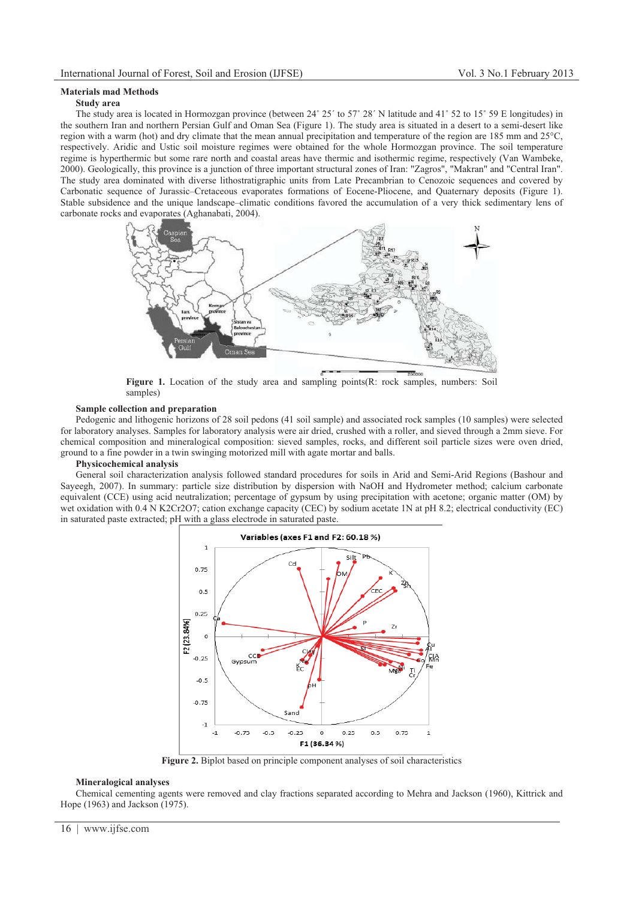## Materials mad Methods

### Study area

The study area is located in Hormozgan province (between 24˚ 25´ to 57˚ 28´ N latitude and 41˚ 52 to 15˚ 59 E longitudes) in the southern Iran and northern Persian Gulf and Oman Sea (Figure 1). The study area is situated in a desert to a semi-desert like region with a warm (hot) and dry climate that the mean annual precipitation and temperature of the region are 185 mm and 25°C, respectively. Aridic and Ustic soil moisture regimes were obtained for the whole Hormozgan province. The soil temperature regime is hyperthermic but some rare north and coastal areas have thermic and isothermic regime, respectively (Van Wambeke, 2000). Geologically, this province is a junction of three important structural zones of Iran: "Zagros", "Makran" and "Central Iran". The study area dominated with diverse lithostratigraphic units from Late Precambrian to Cenozoic sequences and covered by Carbonatic sequence of Jurassic–Cretaceous evaporates formations of Eocene-Pliocene, and Quaternary deposits (Figure 1). Stable subsidence and the unique landscape–climatic conditions favored the accumulation of a very thick sedimentary lens of carbonate rocks and evaporates (Aghanabati, 2004).

**Figure 1.** Location of the study area and sampling points(R: rock samples, numbers: Soil samples)

### Sample collection and preparation

Pedogenic and lithogenic horizons of 28 soil pedons (41 soil sample) and associated rock samples (10 samples) were selected for laboratory analyses. Samples for laboratory analysis were air dried, crushed with a roller, and sieved through a 2mm sieve. For chemical composition and mineralogical composition: sieved samples, rocks, and different soil particle sizes were oven dried, ground to a fine powder in a twin swinging motorized mill with agate mortar and balls.

### Physicochemical analysis

General soil characterization analysis followed standard procedures for soils in Arid and Semi-Arid Regions (Bashour and Sayeegh, 2007). In summary: particle size distribution by dispersion with NaOH and Hydrometer method; calcium carbonate equivalent (CCE) using acid neutralization; percentage of gypsum by using precipitation with acetone; organic matter (OM) by wet oxidation with 0.4 N $K_2Cr_2O_7$; cation exchange capacity (CEC) by sodium acetate 1N at pH 8.2; electrical conductivity (EC) in saturated paste extracted; pH with a glass electrode in saturated paste.

**Figure 2.** Biplot based on principle component analyses of soil characteristics

### Mineralogical analyses

Chemical cementing agents were removed and clay fractions separated according to Mehra and Jackson (1960), Kittrick and Hope (1963) and Jackson (1975).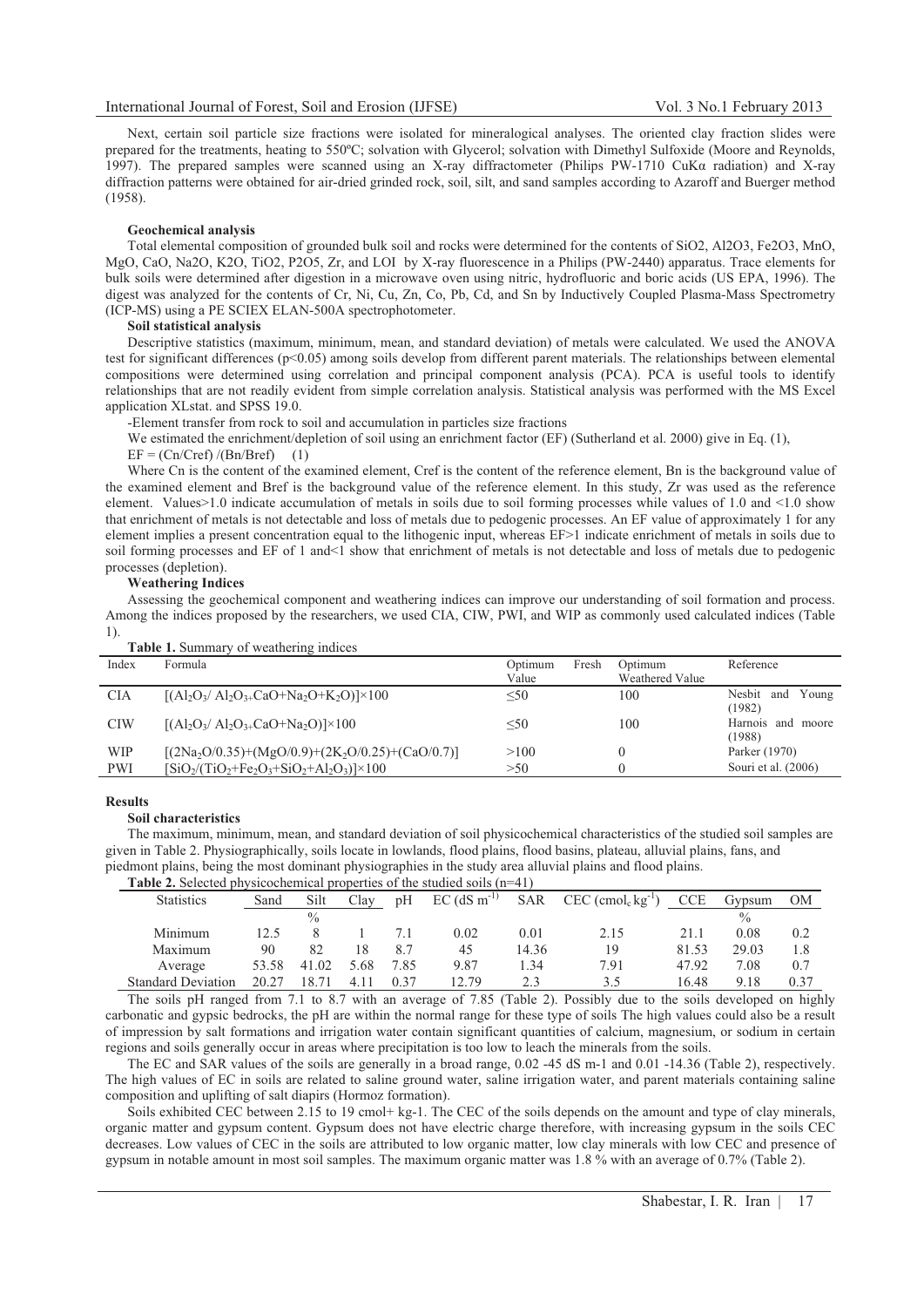Next, certain soil particle size fractions were isolated for mineralogical analyses. The oriented clay fraction slides were prepared for the treatments, heating to 550ºC; solvation with Glycerol; solvation with Dimethyl Sulfoxide (Moore and Reynolds, 1997). The prepared samples were scanned using an X-ray diffractometer (Philips PW-1710 CuKα radiation) and X-ray diffraction patterns were obtained for air-dried grinded rock, soil, silt, and sand samples according to Azaroff and Buerger method (1958).

**Geochemical analysis**

Total elemental composition of grounded bulk soil and rocks were determined for the contents of SiO2, Al2O3, Fe2O3, MnO, MgO, CaO, Na2O, K2O, TiO2, P2O5, Zr, and LOI by X-ray fluorescence in a Philips (PW-2440) apparatus. Trace elements for bulk soils were determined after digestion in a microwave oven using nitric, hydrofluoric and boric acids (US EPA, 1996). The digest was analyzed for the contents of Cr, Ni, Cu, Zn, Co, Pb, Cd, and Sn by Inductively Coupled Plasma-Mass Spectrometry (ICP-MS) using a PE SCIEX ELAN-500A spectrophotometer.

**Soil statistical analysis**

Descriptive statistics (maximum, minimum, mean, and standard deviation) of metals were calculated. We used the ANOVA test for significant differences ($p<0.05$) among soils develop from different parent materials. The relationships between elemental compositions were determined using correlation and principal component analysis (PCA). PCA is useful tools to identify relationships that are not readily evident from simple correlation analysis. Statistical analysis was performed with the MS Excel application XLstat. and SPSS 19.0.

-Element transfer from rock to soil and accumulation in particles size fractions

We estimated the enrichment/depletion of soil using an enrichment factor (EF) (Sutherland et al. 2000) give in Eq. (1),

$$EF = (Cn/Cref)/(Bn/Bref) \quad (1)$$

Where Cn is the content of the examined element, Cref is the content of the reference element, Bn is the background value of the examined element and Bref is the background value of the reference element. In this study, Zr was used as the reference element. Values>1.0 indicate accumulation of metals in soils due to soil forming processes while values of 1.0 and <1.0 show that enrichment of metals is not detectable and loss of metals due to pedogenic processes. An EF value of approximately 1 for any element implies a present concentration equal to the lithogenic input, whereas EF>1 indicate enrichment of metals in soils due to soil forming processes and EF of 1 and<1 show that enrichment of metals is not detectable and loss of metals due to pedogenic processes (depletion).

**Weathering Indices**

Assessing the geochemical component and weathering indices can improve our understanding of soil formation and process. Among the indices proposed by the researchers, we used CIA, CIW, PWI, and WIP as commonly used calculated indices (Table 1).

**Table 1.** Summary of weathering indices

| Index | Formula | Optimum Fresh Value | Optimum Weathered Value | Reference |
|---|---|---|---|---|
| CIA | $[(Al_2O_3/ Al_2O_3+CaO+Na_2O+K_2O)]\times100$ | ≤50 | 100 | Nesbit and Young (1982) |
| CIW | $[(Al_2O_3/ Al_2O_3+CaO+Na_2O)]\times100$ | ≤50 | 100 | Harnois and moore (1988) |
| WIP | $[(2Na_2O/0.35)+(MgO/0.9)+(2K_2O/0.25)+(CaO/0.7)]$ | >100 | 0 | Parker (1970) |
| PWI | $[SiO_2/(TiO_2+Fe_2O_3+SiO_2+Al_2O_3)]\times100$ | >50 | 0 | Souri et al. (2006) |

## Results

**Soil characteristics**

The maximum, minimum, mean, and standard deviation of soil physicochemical characteristics of the studied soil samples are given in Table 2. Physiographically, soils locate in lowlands, flood plains, flood basins, plateau, alluvial plains, fans, and piedmont plains, being the most dominant physiographies in the study area alluvial plains and flood plains.

**Table 2.** Selected physicochemical properties of the studied soils (n=41)

| Statistics | Sand | Silt | Clay | pH | EC ($dS\ m^{-1}$) | SAR | CEC ($cmol_c\ kg^{-1}$) | CCE | Gypsum | OM |
|---|---|---|---|---|---|---|---|---|---|---|
| | | % | | | | | | | % | |
| Minimum | 12.5 | 8 | 1 | 7.1 | 0.02 | 0.01 | 2.15 | 21.1 | 0.08 | 0.2 |
| Maximum | 90 | 82 | 18 | 8.7 | 45 | 14.36 | 19 | 81.53 | 29.03 | 1.8 |
| Average | 53.58 | 41.02 | 5.68 | 7.85 | 9.87 | 1.34 | 7.91 | 47.92 | 7.08 | 0.7 |
| Standard Deviation | 20.27 | 18.71 | 4.11 | 0.37 | 12.79 | 2.3 | 3.5 | 16.48 | 9.18 | 0.37 |

The soils pH ranged from 7.1 to 8.7 with an average of 7.85 (Table 2). Possibly due to the soils developed on highly carbonatic and gypsic bedrocks, the pH are within the normal range for these type of soils The high values could also be a result of impression by salt formations and irrigation water contain significant quantities of calcium, magnesium, or sodium in certain regions and soils generally occur in areas where precipitation is too low to leach the minerals from the soils.

The EC and SAR values of the soils are generally in a broad range, 0.02 -45 dS m-1 and 0.01 -14.36 (Table 2), respectively. The high values of EC in soils are related to saline ground water, saline irrigation water, and parent materials containing saline composition and uplifting of salt diapirs (Hormoz formation).

Soils exhibited CEC between 2.15 to 19 cmol+ kg-1. The CEC of the soils depends on the amount and type of clay minerals, organic matter and gypsum content. Gypsum does not have electric charge therefore, with increasing gypsum in the soils CEC decreases. Low values of CEC in the soils are attributed to low organic matter, low clay minerals with low CEC and presence of gypsum in notable amount in most soil samples. The maximum organic matter was 1.8 % with an average of 0.7% (Table 2).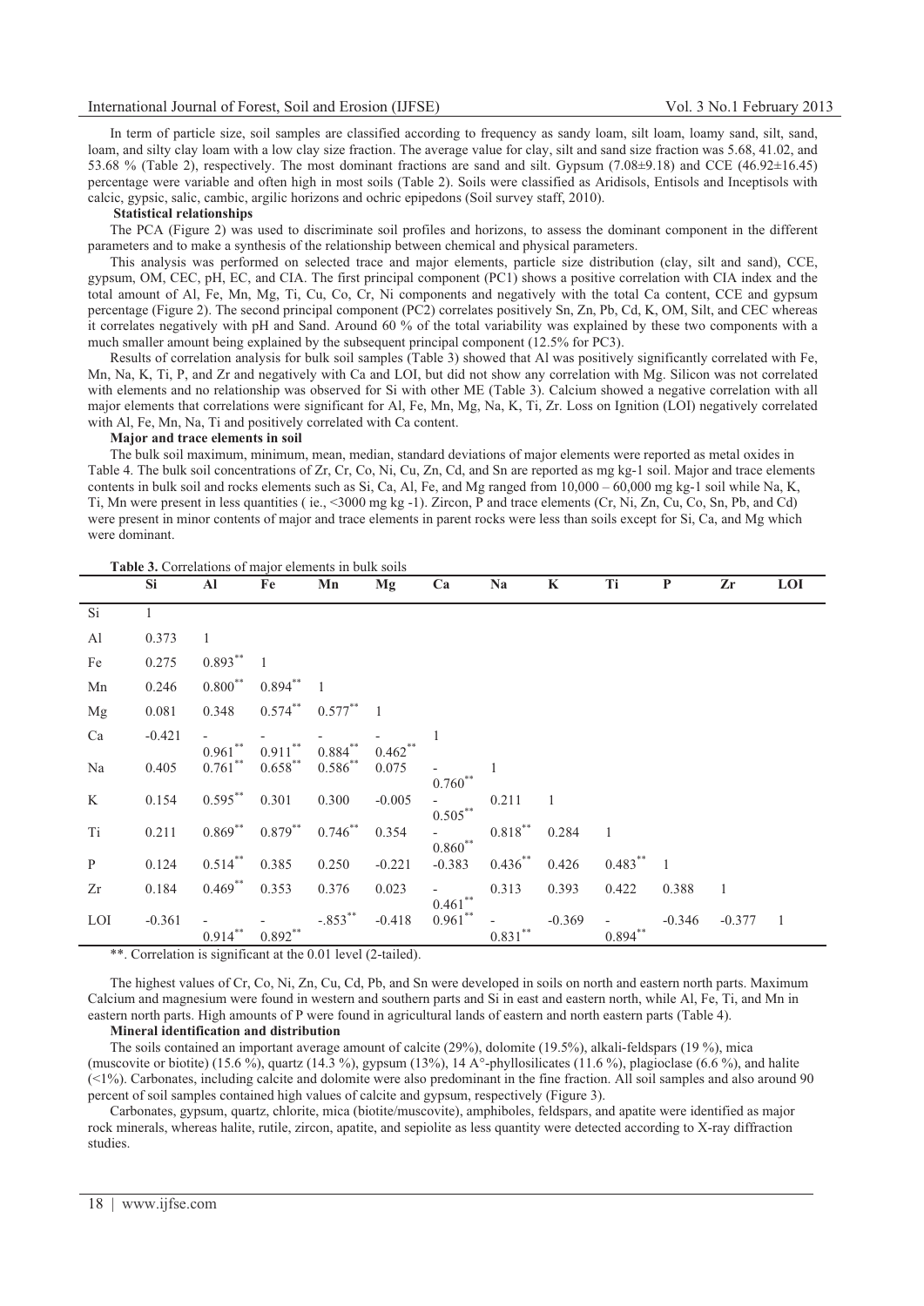In term of particle size, soil samples are classified according to frequency as sandy loam, silt loam, loamy sand, silt, sand, loam, and silty clay loam with a low clay size fraction. The average value for clay, silt and sand size fraction was 5.68, 41.02, and 53.68 % (Table 2), respectively. The most dominant fractions are sand and silt. Gypsum (7.08±9.18) and CCE (46.92±16.45) percentage were variable and often high in most soils (Table 2). Soils were classified as Aridisols, Entisols and Inceptisols with calcic, gypsic, salic, cambic, argilic horizons and ochric epipedons (Soil survey staff, 2010).

**Statistical relationships**

The PCA (Figure 2) was used to discriminate soil profiles and horizons, to assess the dominant component in the different parameters and to make a synthesis of the relationship between chemical and physical parameters.

This analysis was performed on selected trace and major elements, particle size distribution (clay, silt and sand), CCE, gypsum, OM, CEC, pH, EC, and CIA. The first principal component (PC1) shows a positive correlation with CIA index and the total amount of Al, Fe, Mn, Mg, Ti, Cu, Co, Cr, Ni components and negatively with the total Ca content, CCE and gypsum percentage (Figure 2). The second principal component (PC2) correlates positively Sn, Zn, Pb, Cd, K, OM, Silt, and CEC whereas it correlates negatively with pH and Sand. Around 60 % of the total variability was explained by these two components with a much smaller amount being explained by the subsequent principal component (12.5% for PC3).

Results of correlation analysis for bulk soil samples (Table 3) showed that Al was positively significantly correlated with Fe, Mn, Na, K, Ti, P, and Zr and negatively with Ca and LOI, but did not show any correlation with Mg. Silicon was not correlated with elements and no relationship was observed for Si with other ME (Table 3). Calcium showed a negative correlation with all major elements that correlations were significant for Al, Fe, Mn, Mg, Na, K, Ti, Zr. Loss on Ignition (LOI) negatively correlated with Al, Fe, Mn, Na, Ti and positively correlated with Ca content.

**Major and trace elements in soil**

The bulk soil maximum, minimum, mean, median, standard deviations of major elements were reported as metal oxides in Table 4. The bulk soil concentrations of Zr, Cr, Co, Ni, Cu, Zn, Cd, and Sn are reported as mg kg-1 soil. Major and trace elements contents in bulk soil and rocks elements such as Si, Ca, Al, Fe, and Mg ranged from 10,000 – 60,000 mg kg-1 soil while Na, K, Ti, Mn were present in less quantities ( ie., <3000 mg kg -1). Zircon, P and trace elements (Cr, Ni, Zn, Cu, Co, Sn, Pb, and Cd) were present in minor contents of major and trace elements in parent rocks were less than soils except for Si, Ca, and Mg which were dominant.

**Table 3.** Correlations of major elements in bulk soils

| | Si | Al | Fe | Mn | Mg | Ca | Na | K | Ti | P | Zr | LOI |
|---|---|---|---|---|---|---|---|---|---|---|---|---|
| Si | 1 | | | | | | | | | | | |
| Al | 0.373 | 1 | | | | | | | | | | |
| Fe | 0.275 | 0.893** | 1 | | | | | | | | | |
| Mn | 0.246 | 0.800** | 0.894** | 1 | | | | | | | | |
| Mg | 0.081 | 0.348 | 0.574** | 0.577** | 1 | | | | | | | |
| Ca | -0.421 | -0.961** | -0.911** | -0.884** | -0.462** | 1 | | | | | | |
| Na | 0.405 | 0.761** | 0.658** | 0.586** | 0.075 | -0.760** | 1 | | | | | |
| K | 0.154 | 0.595** | 0.301 | 0.300 | -0.005 | -0.505** | 0.211 | 1 | | | | |
| Ti | 0.211 | 0.869** | 0.879** | 0.746** | 0.354 | -0.860** | 0.818** | 0.284 | 1 | | | |
| P | 0.124 | 0.514** | 0.385 | 0.250 | -0.221 | -0.383 | 0.436** | 0.426 | 0.483** | 1 | | |
| Zr | 0.184 | 0.469** | 0.353 | 0.376 | 0.023 | -0.461** | 0.313 | 0.393 | 0.422 | 0.388 | 1 | |
| LOI | -0.361 | -0.914** | -0.892** | -.853** | -0.418 | 0.961** | -0.831** | -0.369 | -0.894** | -0.346 | -0.377 | 1 |

**. Correlation is significant at the 0.01 level (2-tailed).

The highest values of Cr, Co, Ni, Zn, Cu, Cd, Pb, and Sn were developed in soils on north and eastern north parts. Maximum Calcium and magnesium were found in western and southern parts and Si in east and eastern north, while Al, Fe, Ti, and Mn in eastern north parts. High amounts of P were found in agricultural lands of eastern and north eastern parts (Table 4).

**Mineral identification and distribution**

The soils contained an important average amount of calcite (29%), dolomite (19.5%), alkali-feldspars (19 %), mica (muscovite or biotite) (15.6 %), quartz (14.3 %), gypsum (13%), 14 A°-phyllosilicates (11.6 %), plagioclase (6.6 %), and halite (<1%). Carbonates, including calcite and dolomite were also predominant in the fine fraction. All soil samples and also around 90 percent of soil samples contained high values of calcite and gypsum, respectively (Figure 3).

Carbonates, gypsum, quartz, chlorite, mica (biotite/muscovite), amphiboles, feldspars, and apatite were identified as major rock minerals, whereas halite, rutile, zircon, apatite, and sepiolite as less quantity were detected according to X-ray diffraction studies.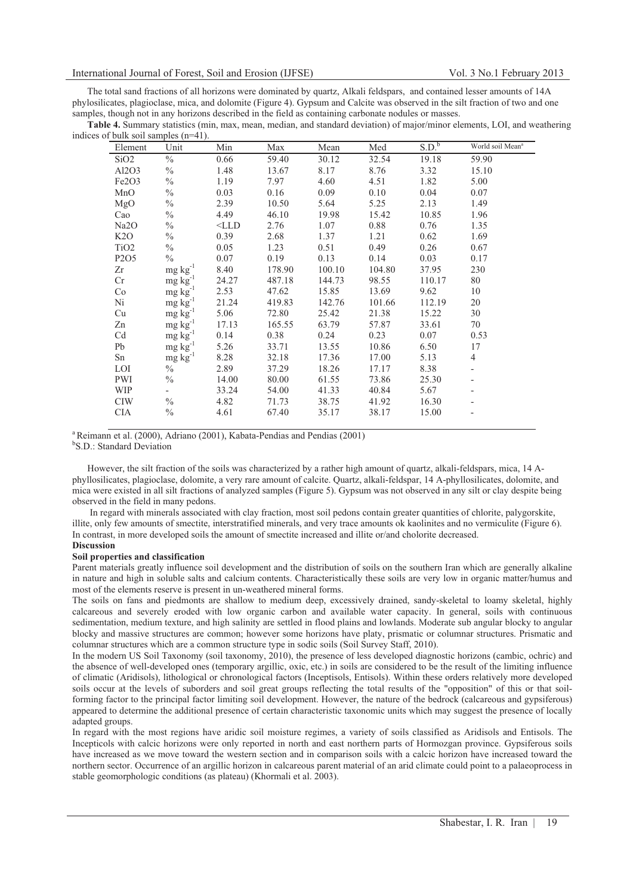The total sand fractions of all horizons were dominated by quartz, Alkali feldspars, and contained lesser amounts of 14A phylosilicates, plagioclase, mica, and dolomite (Figure 4). Gypsum and Calcite was observed in the silt fraction of two and one samples, though not in any horizons described in the field as containing carbonate nodules or masses.

**Table 4.** Summary statistics (min, max, mean, median, and standard deviation) of major/minor elements, LOI, and weathering indices of bulk soil samples (n=41).

| Element | Unit | Min | Max | Mean | Med | S.D.[b] | World soil Mean[a] |
|---|---|---|---|---|---|---|---|
| $SiO_2$ | % | 0.66 | 59.40 | 30.12 | 32.54 | 19.18 | 59.90 |
| $Al_2O_3$ | % | 1.48 | 13.67 | 8.17 | 8.76 | 3.32 | 15.10 |
| $Fe_2O_3$ | % | 1.19 | 7.97 | 4.60 | 4.51 | 1.82 | 5.00 |
| MnO | % | 0.03 | 0.16 | 0.09 | 0.10 | 0.04 | 0.07 |
| MgO | % | 2.39 | 10.50 | 5.64 | 5.25 | 2.13 | 1.49 |
| Cao | % | 4.49 | 46.10 | 19.98 | 15.42 | 10.85 | 1.96 |
| $Na_2O$ | % | <LLD | 2.76 | 1.07 | 0.88 | 0.76 | 1.35 |
| $K_2O$ | % | 0.39 | 2.68 | 1.37 | 1.21 | 0.62 | 1.69 |
| $TiO_2$ | % | 0.05 | 1.23 | 0.51 | 0.49 | 0.26 | 0.67 |
| $P_2O_5$ | % | 0.07 | 0.19 | 0.13 | 0.14 | 0.03 | 0.17 |
| Zr | mg $kg^{-1}$ | 8.40 | 178.90 | 100.10 | 104.80 | 37.95 | 230 |
| Cr | mg $kg^{-1}$ | 24.27 | 487.18 | 144.73 | 98.55 | 110.17 | 80 |
| Co | mg $kg^{-1}$ | 2.53 | 47.62 | 15.85 | 13.69 | 9.62 | 10 |
| Ni | mg $kg^{-1}$ | 21.24 | 419.83 | 142.76 | 101.66 | 112.19 | 20 |
| Cu | mg $kg^{-1}$ | 5.06 | 72.80 | 25.42 | 21.38 | 15.22 | 30 |
| Zn | mg $kg^{-1}$ | 17.13 | 165.55 | 63.79 | 57.87 | 33.61 | 70 |
| Cd | mg $kg^{-1}$ | 0.14 | 0.38 | 0.24 | 0.23 | 0.07 | 0.53 |
| Pb | mg $kg^{-1}$ | 5.26 | 33.71 | 13.55 | 10.86 | 6.50 | 17 |
| Sn | mg $kg^{-1}$ | 8.28 | 32.18 | 17.36 | 17.00 | 5.13 | 4 |
| LOI | % | 2.89 | 37.29 | 18.26 | 17.17 | 8.38 | - |
| PWI | % | 14.00 | 80.00 | 61.55 | 73.86 | 25.30 | - |
| WIP | - | 33.24 | 54.00 | 41.33 | 40.84 | 5.67 | - |
| CIW | % | 4.82 | 71.73 | 38.75 | 41.92 | 16.30 | - |
| CIA | % | 4.61 | 67.40 | 35.17 | 38.17 | 15.00 | - |

[a] Reimann et al. (2000), Adriano (2001), Kabata-Pendias and Pendias (2001)
[b] S.D.: Standard Deviation

However, the silt fraction of the soils was characterized by a rather high amount of quartz, alkali-feldspars, mica, 14 A-phyllosilicates, plagioclase, dolomite, a very rare amount of calcite. Quartz, alkali-feldspar, 14 A-phyllosilicates, dolomite, and mica were existed in all silt fractions of analyzed samples (Figure 5). Gypsum was not observed in any silt or clay despite being observed in the field in many pedons.

In regard with minerals associated with clay fraction, most soil pedons contain greater quantities of chlorite, palygorskite, illite, only few amounts of smectite, interstratified minerals, and very trace amounts ok kaolinites and no vermiculite (Figure 6). In contrast, in more developed soils the amount of smectite increased and illite or/and cholorite decreased.

## Discussion

### Soil properties and classification

Parent materials greatly influence soil development and the distribution of soils on the southern Iran which are generally alkaline in nature and high in soluble salts and calcium contents. Characteristically these soils are very low in organic matter/humus and most of the elements reserve is present in un-weathered mineral forms.

The soils on fans and piedmonts are shallow to medium deep, excessively drained, sandy-skeletal to loamy skeletal, highly calcareous and severely eroded with low organic carbon and available water capacity. In general, soils with continuous sedimentation, medium texture, and high salinity are settled in flood plains and lowlands. Moderate sub angular blocky to angular blocky and massive structures are common; however some horizons have platy, prismatic or columnar structures. Prismatic and columnar structures which are a common structure type in sodic soils (Soil Survey Staff, 2010).

In the modern US Soil Taxonomy (soil taxonomy, 2010), the presence of less developed diagnostic horizons (cambic, ochric) and the absence of well-developed ones (temporary argillic, oxic, etc.) in soils are considered to be the result of the limiting influence of climatic (Aridisols), lithological or chronological factors (Inceptisols, Entisols). Within these orders relatively more developed soils occur at the levels of suborders and soil great groups reflecting the total results of the "opposition" of this or that soil-forming factor to the principal factor limiting soil development. However, the nature of the bedrock (calcareous and gypsiferous) appeared to determine the additional presence of certain characteristic taxonomic units which may suggest the presence of locally adapted groups.

In regard with the most regions have aridic soil moisture regimes, a variety of soils classified as Aridisols and Entisols. The Incepticols with calcic horizons were only reported in north and east northern parts of Hormozgan province. Gypsiferous soils have increased as we move toward the western section and in comparison soils with a calcic horizon have increased toward the northern sector. Occurrence of an argillic horizon in calcareous parent material of an arid climate could point to a palaeoprocess in stable geomorphologic conditions (as plateau) (Khormali et al. 2003).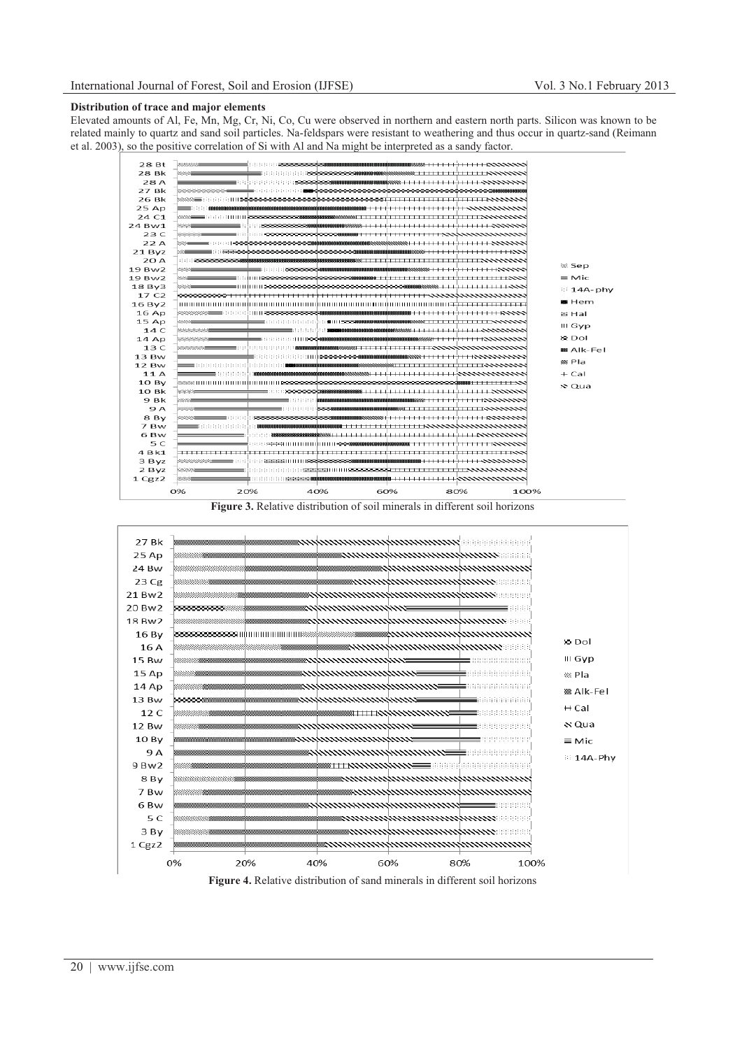**Distribution of trace and major elements**

Elevated amounts of Al, Fe, Mn, Mg, Cr, Ni, Co, Cu were observed in northern and eastern north parts. Silicon was known to be related mainly to quartz and sand soil particles. Na-feldspars were resistant to weathering and thus occur in quartz-sand (Reimann et al. 2003), so the positive correlation of Si with Al and Na might be interpreted as a sandy factor.

**Figure 3.** Relative distribution of soil minerals in different soil horizons

**Figure 4.** Relative distribution of sand minerals in different soil horizons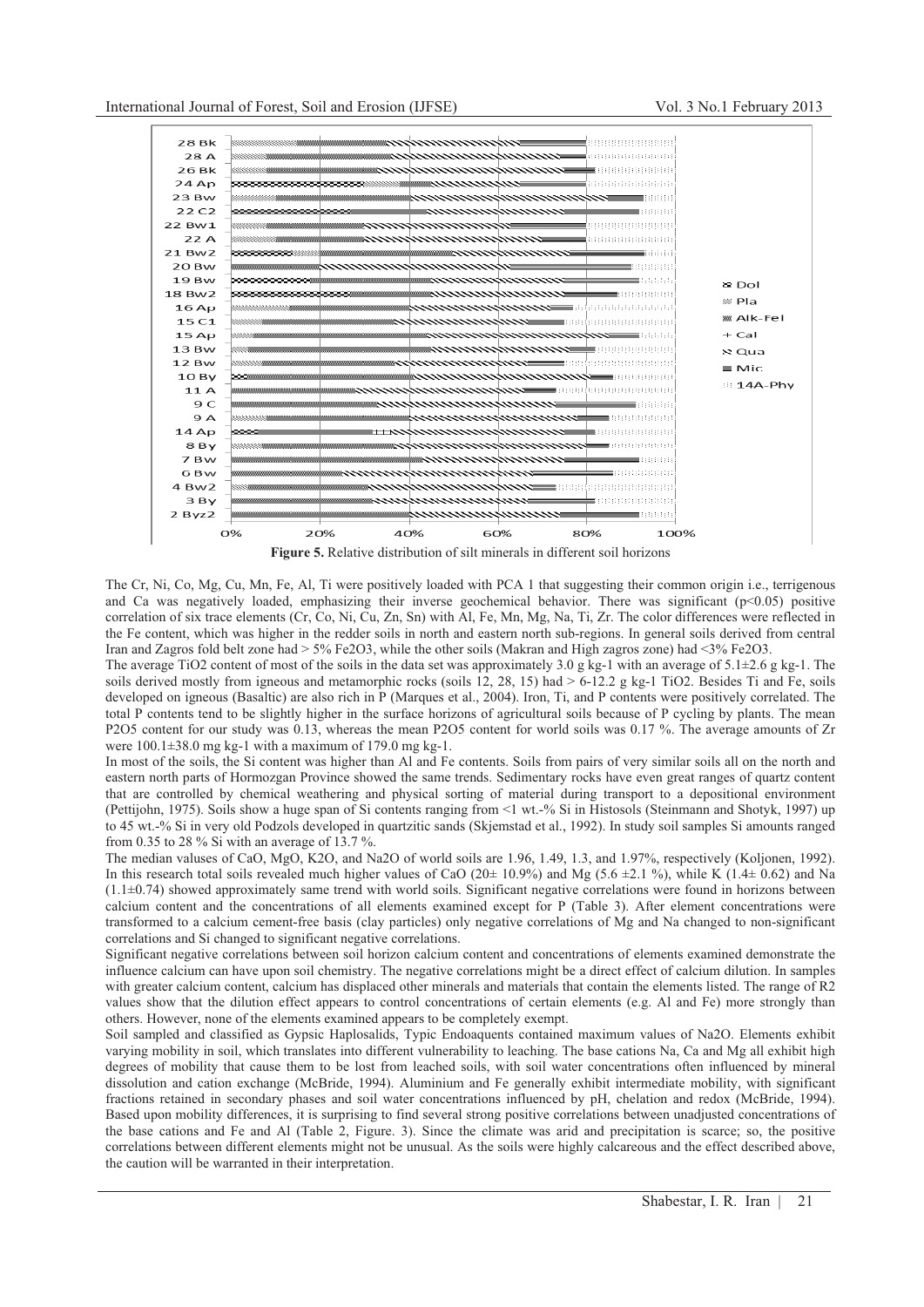**Figure 5.** Relative distribution of silt minerals in different soil horizons

The Cr, Ni, Co, Mg, Cu, Mn, Fe, Al, Ti were positively loaded with PCA 1 that suggesting their common origin i.e., terrigenous and Ca was negatively loaded, emphasizing their inverse geochemical behavior. There was significant ($p<0.05$) positive correlation of six trace elements (Cr, Co, Ni, Cu, Zn, Sn) with Al, Fe, Mn, Mg, Na, Ti, Zr. The color differences were reflected in the Fe content, which was higher in the redder soils in north and eastern north sub-regions. In general soils derived from central Iran and Zagros fold belt zone had > 5% $Fe_2O_3$, while the other soils (Makran and High zagros zone) had <3% $Fe_2O_3$.

The average $TiO_2$ content of most of the soils in the data set was approximately 3.0 g kg-1 with an average of 5.1±2.6 g kg-1. The soils derived mostly from igneous and metamorphic rocks (soils 12, 28, 15) had > 6-12.2 g kg-1 $TiO_2$. Besides Ti and Fe, soils developed on igneous (Basaltic) are also rich in P (Marques et al., 2004). Iron, Ti, and P contents were positively correlated. The total P contents tend to be slightly higher in the surface horizons of agricultural soils because of P cycling by plants. The mean $P_2O_5$ content for our study was 0.13, whereas the mean $P_2O_5$ content for world soils was 0.17 %. The average amounts of Zr were 100.1±38.0 mg kg-1 with a maximum of 179.0 mg kg-1.

In most of the soils, the Si content was higher than Al and Fe contents. Soils from pairs of very similar soils all on the north and eastern north parts of Hormozgan Province showed the same trends. Sedimentary rocks have even great ranges of quartz content that are controlled by chemical weathering and physical sorting of material during transport to a depositional environment (Pettijohn, 1975). Soils show a huge span of Si contents ranging from <1 wt.-% Si in Histosols (Steinmann and Shotyk, 1997) up to 45 wt.-% Si in very old Podzols developed in quartzitic sands (Skjemstad et al., 1992). In study soil samples Si amounts ranged from 0.35 to 28 % Si with an average of 13.7 %.

The median valuses of CaO, MgO, $K_2O$, and $Na_2O$ of world soils are 1.96, 1.49, 1.3, and 1.97%, respectively (Koljonen, 1992). In this research total soils revealed much higher values of CaO (20± 10.9%) and Mg (5.6 ±2.1 %), while K (1.4± 0.62) and Na (1.1±0.74) showed approximately same trend with world soils. Significant negative correlations were found in horizons between calcium content and the concentrations of all elements examined except for P (Table 3). After element concentrations were transformed to a calcium cement-free basis (clay particles) only negative correlations of Mg and Na changed to non-significant correlations and Si changed to significant negative correlations.

Significant negative correlations between soil horizon calcium content and concentrations of elements examined demonstrate the influence calcium can have upon soil chemistry. The negative correlations might be a direct effect of calcium dilution. In samples with greater calcium content, calcium has displaced other minerals and materials that contain the elements listed. The range of $R^2$ values show that the dilution effect appears to control concentrations of certain elements (e.g. Al and Fe) more strongly than others. However, none of the elements examined appears to be completely exempt.

Soil sampled and classified as Gypsic Haplosalids, Typic Endoaquents contained maximum values of $Na_2O$. Elements exhibit varying mobility in soil, which translates into different vulnerability to leaching. The base cations Na, Ca and Mg all exhibit high degrees of mobility that cause them to be lost from leached soils, with soil water concentrations often influenced by mineral dissolution and cation exchange (McBride, 1994). Aluminium and Fe generally exhibit intermediate mobility, with significant fractions retained in secondary phases and soil water concentrations influenced by pH, chelation and redox (McBride, 1994). Based upon mobility differences, it is surprising to find several strong positive correlations between unadjusted concentrations of the base cations and Fe and Al (Table 2, Figure. 3). Since the climate was arid and precipitation is scarce; so, the positive correlations between different elements might not be unusual. As the soils were highly calcareous and the effect described above, the caution will be warranted in their interpretation.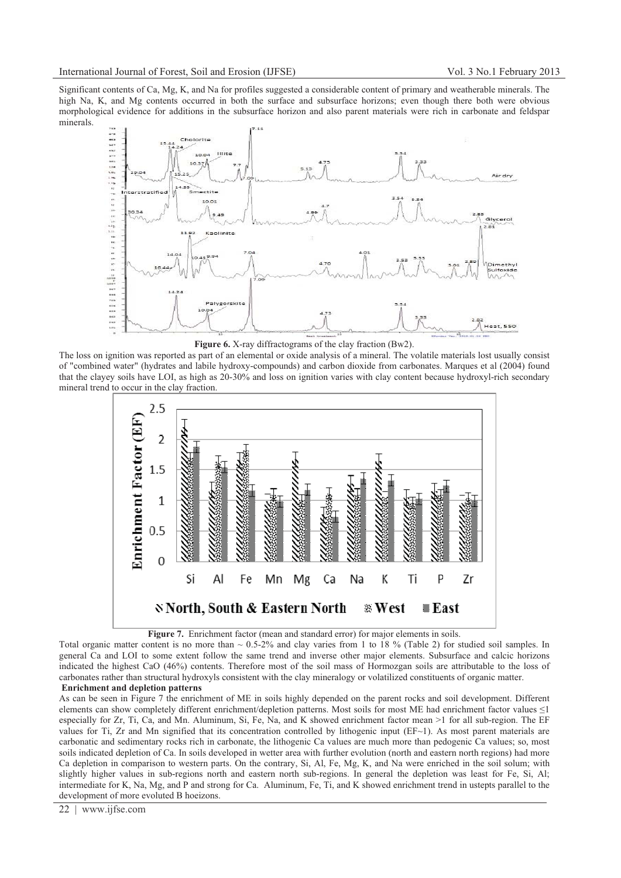Significant contents of Ca, Mg, K, and Na for profiles suggested a considerable content of primary and weatherable minerals. The high Na, K, and Mg contents occurred in both the surface and subsurface horizons; even though there both were obvious morphological evidence for additions in the subsurface horizon and also parent materials were rich in carbonate and feldspar minerals.

**Figure 6.** X-ray diffractograms of the clay fraction (Bw2).

The loss on ignition was reported as part of an elemental or oxide analysis of a mineral. The volatile materials lost usually consist of "combined water" (hydrates and labile hydroxy-compounds) and carbon dioxide from carbonates. Marques et al (2004) found that the clayey soils have LOI, as high as 20-30% and loss on ignition varies with clay content because hydroxyl-rich secondary mineral trend to occur in the clay fraction.

**Figure 7.** Enrichment factor (mean and standard error) for major elements in soils.

Total organic matter content is no more than ~ 0.5-2% and clay varies from 1 to 18 % (Table 2) for studied soil samples. In general Ca and LOI to some extent follow the same trend and inverse other major elements. Subsurface and calcic horizons indicated the highest CaO (46%) contents. Therefore most of the soil mass of Hormozgan soils are attributable to the loss of carbonates rather than structural hydroxyls consistent with the clay mineralogy or volatilized constituents of organic matter.

**Enrichment and depletion patterns**

As can be seen in Figure 7 the enrichment of ME in soils highly depended on the parent rocks and soil development. Different elements can show completely different enrichment/depletion patterns. Most soils for most ME had enrichment factor values ≤1 especially for Zr, Ti, Ca, and Mn. Aluminum, Si, Fe, Na, and K showed enrichment factor mean >1 for all sub-region. The EF values for Ti, Zr and Mn signified that its concentration controlled by lithogenic input (EF~1). As most parent materials are carbonatic and sedimentary rocks rich in carbonate, the lithogenic Ca values are much more than pedogenic Ca values; so, most soils indicated depletion of Ca. In soils developed in wetter area with further evolution (north and eastern north regions) had more Ca depletion in comparison to western parts. On the contrary, Si, Al, Fe, Mg, K, and Na were enriched in the soil solum; with slightly higher values in sub-regions north and eastern north sub-regions. In general the depletion was least for Fe, Si, Al; intermediate for K, Na, Mg, and P and strong for Ca. Aluminum, Fe, Ti, and K showed enrichment trend in ustepts parallel to the development of more evoluted B hoeizons.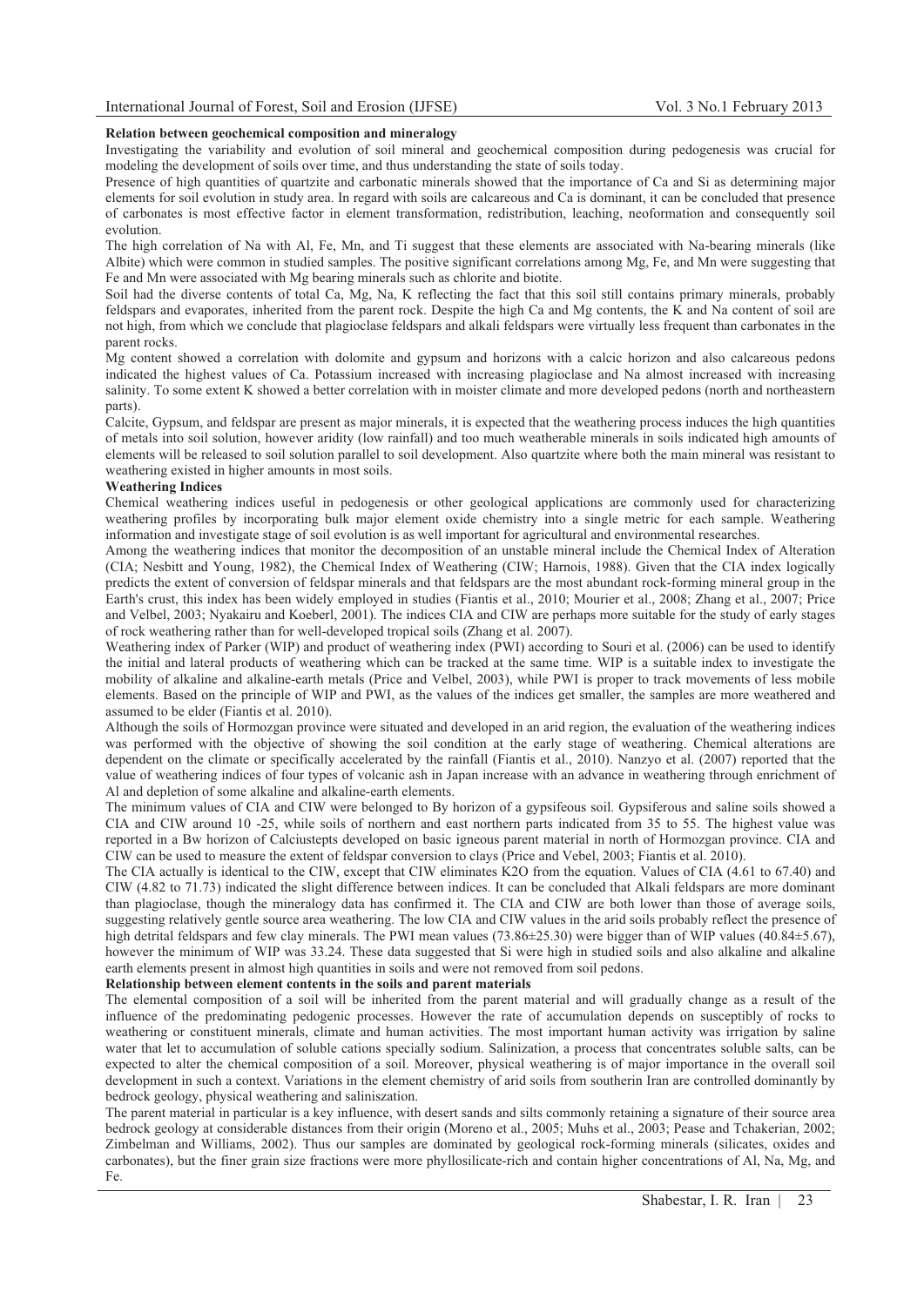**Relation between geochemical composition and mineralogy**

Investigating the variability and evolution of soil mineral and geochemical composition during pedogenesis was crucial for modeling the development of soils over time, and thus understanding the state of soils today.

Presence of high quantities of quartzite and carbonatic minerals showed that the importance of Ca and Si as determining major elements for soil evolution in study area. In regard with soils are calcareous and Ca is dominant, it can be concluded that presence of carbonates is most effective factor in element transformation, redistribution, leaching, neoformation and consequently soil evolution.

The high correlation of Na with Al, Fe, Mn, and Ti suggest that these elements are associated with Na-bearing minerals (like Albite) which were common in studied samples. The positive significant correlations among Mg, Fe, and Mn were suggesting that Fe and Mn were associated with Mg bearing minerals such as chlorite and biotite.

Soil had the diverse contents of total Ca, Mg, Na, K reflecting the fact that this soil still contains primary minerals, probably feldspars and evaporates, inherited from the parent rock. Despite the high Ca and Mg contents, the K and Na content of soil are not high, from which we conclude that plagioclase feldspars and alkali feldspars were virtually less frequent than carbonates in the parent rocks.

Mg content showed a correlation with dolomite and gypsum and horizons with a calcic horizon and also calcareous pedons indicated the highest values of Ca. Potassium increased with increasing plagioclase and Na almost increased with increasing salinity. To some extent K showed a better correlation with in moister climate and more developed pedons (north and northeastern parts).

Calcite, Gypsum, and feldspar are present as major minerals, it is expected that the weathering process induces the high quantities of metals into soil solution, however aridity (low rainfall) and too much weatherable minerals in soils indicated high amounts of elements will be released to soil solution parallel to soil development. Also quartzite where both the main mineral was resistant to weathering existed in higher amounts in most soils.

**Weathering Indices**

Chemical weathering indices useful in pedogenesis or other geological applications are commonly used for characterizing weathering profiles by incorporating bulk major element oxide chemistry into a single metric for each sample. Weathering information and investigate stage of soil evolution is as well important for agricultural and environmental researches.

Among the weathering indices that monitor the decomposition of an unstable mineral include the Chemical Index of Alteration (CIA; Nesbitt and Young, 1982), the Chemical Index of Weathering (CIW; Harnois, 1988). Given that the CIA index logically predicts the extent of conversion of feldspar minerals and that feldspars are the most abundant rock-forming mineral group in the Earth's crust, this index has been widely employed in studies (Fiantis et al., 2010; Mourier et al., 2008; Zhang et al., 2007; Price and Velbel, 2003; Nyakairu and Koeberl, 2001). The indices CIA and CIW are perhaps more suitable for the study of early stages of rock weathering rather than for well-developed tropical soils (Zhang et al. 2007).

Weathering index of Parker (WIP) and product of weathering index (PWI) according to Souri et al. (2006) can be used to identify the initial and lateral products of weathering which can be tracked at the same time. WIP is a suitable index to investigate the mobility of alkaline and alkaline-earth metals (Price and Velbel, 2003), while PWI is proper to track movements of less mobile elements. Based on the principle of WIP and PWI, as the values of the indices get smaller, the samples are more weathered and assumed to be elder (Fiantis et al. 2010).

Although the soils of Hormozgan province were situated and developed in an arid region, the evaluation of the weathering indices was performed with the objective of showing the soil condition at the early stage of weathering. Chemical alterations are dependent on the climate or specifically accelerated by the rainfall (Fiantis et al., 2010). Nanzyo et al. (2007) reported that the value of weathering indices of four types of volcanic ash in Japan increase with an advance in weathering through enrichment of Al and depletion of some alkaline and alkaline-earth elements.

The minimum values of CIA and CIW were belonged to By horizon of a gypsifeous soil. Gypsiferous and saline soils showed a CIA and CIW around 10 -25, while soils of northern and east northern parts indicated from 35 to 55. The highest value was reported in a Bw horizon of Calciustepts developed on basic igneous parent material in north of Hormozgan province. CIA and CIW can be used to measure the extent of feldspar conversion to clays (Price and Vebel, 2003; Fiantis et al. 2010).

The CIA actually is identical to the CIW, except that CIW eliminates $K_2O$ from the equation. Values of CIA (4.61 to 67.40) and CIW (4.82 to 71.73) indicated the slight difference between indices. It can be concluded that Alkali feldspars are more dominant than plagioclase, though the mineralogy data has confirmed it. The CIA and CIW are both lower than those of average soils, suggesting relatively gentle source area weathering. The low CIA and CIW values in the arid soils probably reflect the presence of high detrital feldspars and few clay minerals. The PWI mean values (73.86±25.30) were bigger than of WIP values (40.84±5.67), however the minimum of WIP was 33.24. These data suggested that Si were high in studied soils and also alkaline and alkaline earth elements present in almost high quantities in soils and were not removed from soil pedons.

**Relationship between element contents in the soils and parent materials**

The elemental composition of a soil will be inherited from the parent material and will gradually change as a result of the influence of the predominating pedogenic processes. However the rate of accumulation depends on susceptibly of rocks to weathering or constituent minerals, climate and human activities. The most important human activity was irrigation by saline water that let to accumulation of soluble cations specially sodium. Salinization, a process that concentrates soluble salts, can be expected to alter the chemical composition of a soil. Moreover, physical weathering is of major importance in the overall soil development in such a context. Variations in the element chemistry of arid soils from southerin Iran are controlled dominantly by bedrock geology, physical weathering and saliniszation.

The parent material in particular is a key influence, with desert sands and silts commonly retaining a signature of their source area bedrock geology at considerable distances from their origin (Moreno et al., 2005; Muhs et al., 2003; Pease and Tchakerian, 2002; Zimbelman and Williams, 2002). Thus our samples are dominated by geological rock-forming minerals (silicates, oxides and carbonates), but the finer grain size fractions were more phyllosilicate-rich and contain higher concentrations of Al, Na, Mg, and Fe.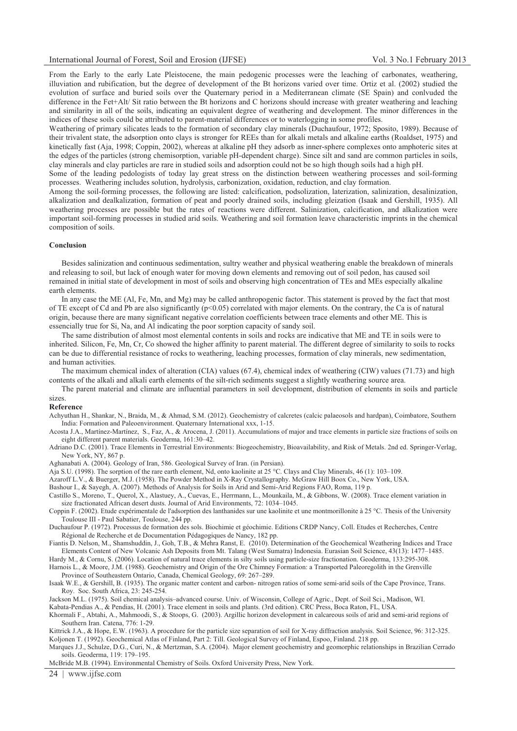From the Early to the early Late Pleistocene, the main pedogenic processes were the leaching of carbonates, weathering, illuviation and rubification, but the degree of development of the Bt horizons varied over time. Ortiz et al. (2002) studied the evolution of surface and buried soils over the Quaternary period in a Mediterranean climate (SE Spain) and conlvuded the difference in the Fet+Alt/ Sit ratio between the Bt horizons and C horizons should increase with greater weathering and leaching and similarity in all of the soils, indicating an equivalent degree of weathering and development. The minor differences in the indices of these soils could be attributed to parent-material differences or to waterlogging in some profiles.

Weathering of primary silicates leads to the formation of secondary clay minerals (Duchaufour, 1972; Sposito, 1989). Because of their trivalent state, the adsorption onto clays is stronger for REEs than for alkali metals and alkaline earths (Roaldset, 1975) and kinetically fast (Aja, 1998; Coppin, 2002), whereas at alkaline pH they adsorb as inner-sphere complexes onto amphoteric sites at the edges of the particles (strong chemisorption, variable pH-dependent charge). Since silt and sand are common particles in soils, clay minerals and clay particles are rare in studied soils and adsorption could not be so high though soils had a high pH.

Some of the leading pedologists of today lay great stress on the distinction between weathering processes and soil-forming processes. Weathering includes solution, hydrolysis, carbonization, oxidation, reduction, and clay formation.

Among the soil-forming processes, the following are listed: calcification, podsolization, laterization, salinization, desalinization, alkalization and dealkalization, formation of peat and poorly drained soils, including gleization (Isaak and Gershill, 1935). All weathering processes are possible but the rates of reactions were different. Salinization, calcification, and alkalization were important soil-forming processes in studied arid soils. Weathering and soil formation leave characteristic imprints in the chemical composition of soils.

#### Conclusion

Besides salinization and continuous sedimentation, sultry weather and physical weathering enable the breakdown of minerals and releasing to soil, but lack of enough water for moving down elements and removing out of soil pedon, has caused soil remained in initial state of development in most of soils and observing high concentration of TEs and MEs especially alkaline earth elements.

In any case the ME (Al, Fe, Mn, and Mg) may be called anthropogenic factor. This statement is proved by the fact that most of TE except of Cd and Pb are also significantly ($p<0.05$) correlated with major elements. On the contrary, the Ca is of natural origin, because there are many significant negative correlation coefficients between trace elements and other ME. This is essencially true for Si, Na, and Al indicating the poor sorption capacity of sandy soil.

The same distribution of almost most elemental contents in soils and rocks are indicative that ME and TE in soils were to inherited. Silicon, Fe, Mn, Cr, Co showed the higher affinity to parent material. The different degree of similarity to soils to rocks can be due to differential resistance of rocks to weathering, leaching processes, formation of clay minerals, new sedimentation, and human activities.

The maximum chemical index of alteration (CIA) values (67.4), chemical index of weathering (CIW) values (71.73) and high contents of the alkali and alkali earth elements of the silt-rich sediments suggest a slightly weathering source area.

The parent material and climate are influential parameters in soil development, distribution of elements in soils and particle sizes.

#### Reference

Achyuthan H., Shankar, N., Braida, M., & Ahmad, S.M. (2012). Geochemistry of calcretes (calcic palaeosols and hardpan), Coimbatore, Southern India: Formation and Paleoenvironment. Quaternary International xxx, 1-15.

Acosta J.A., Martínez-Martínez, S., Faz, A., & Arocena, J. (2011). Accumulations of major and trace elements in particle size fractions of soils on eight different parent materials. Geoderma, 161:30–42.

Adriano D.C. (2001). Trace Elements in Terrestrial Environments: Biogeochemistry, Bioavailability, and Risk of Metals. 2nd ed. Springer-Verlag, New York, NY, 867 p.

Aghanabati A. (2004). Geology of Iran, 586. Geological Survey of Iran. (in Persian).

Aja S.U. (1998). The sorption of the rare earth element, Nd, onto kaolinite at 25 °C. Clays and Clay Minerals, 46 (1): 103–109.

Azaroff L.V., & Buerger, M.J. (1958). The Powder Method in X-Ray Crystallography. McGraw Hill Boox Co., New York, USA.

Bashour I., & Sayegh, A. (2007). Methods of Analysis for Soils in Arid and Semi-Arid Regions FAO, Roma, 119 p.

Castillo S., Moreno, T., Querol, X., Alastuey, A., Cuevas, E., Herrmann, L., Mounkaila, M., & Gibbons, W. (2008). Trace element variation in size fractionated African desert dusts. Journal of Arid Environments, 72: 1034–1045.

Coppin F. (2002). Etude expérimentale de l'adsorption des lanthanides sur une kaolinite et une montmorillonite à 25 °C. Thesis of the University Toulouse III - Paul Sabatier, Toulouse, 244 pp.

Duchaufour P. (1972). Processus de formation des sols. Biochimie et géochimie. Editions CRDP Nancy, Coll. Etudes et Recherches, Centre Régional de Recherche et de Documentation Pédagogiques de Nancy, 182 pp.

Fiantis D. Nelson, M., Shamshuddin, J., Goh, T.B., & Mehra Ranst, E. (2010). Determination of the Geochemical Weathering Indices and Trace Elements Content of New Volcanic Ash Deposits from Mt. Talang (West Sumatra) Indonesia. Eurasian Soil Science, 43(13): 1477–1485.

Hardy M., & Cornu, S. (2006). Location of natural trace elements in silty soils using particle-size fractionation. Geoderma, 133:295-308.

Harnois L., & Moore, J.M. (1988). Geochemistry and Origin of the Ore Chimney Formation: a Transported Paleoregolith in the Grenville Province of Southeastern Ontario, Canada, Chemical Geology, 69: 267–289.

Isaak W.E., & Gershill, B. (1935). The organic matter content and carbon- nitrogen ratios of some semi-arid soils of the Cape Province, Trans. Roy. Soc. South Africa, 23: 245-254.

Jackson M.L. (1975). Soil chemical analysis–advanced course. Univ. of Wisconsin, College of Agric., Dept. of Soil Sci., Madison, WI.

Kabata-Pendias A., & Pendias, H. (2001). Trace element in soils and plants. (3rd edition). CRC Press, Boca Raton, FL, USA.

Khormali F., Abtahi, A., Mahmoodi, S., & Stoops, G. (2003). Argillic horizon development in calcareous soils of arid and semi-arid regions of Southern Iran. Catena, 776: 1-29.

Kittrick J.A., & Hope, E.W. (1963). A procedure for the particle size separation of soil for X-ray diffraction analysis. Soil Science, 96: 312-325.

Koljonen T. (1992). Geochemical Atlas of Finland, Part 2: Till. Geological Survey of Finland, Espoo, Finland. 218 pp.

Marques J.J., Schulze, D.G., Curi, N., & Mertzman, S.A. (2004). Major element geochemistry and geomorphic relationships in Brazilian Cerrado soils. Geoderma, 119: 179–195.

McBride M.B. (1994). Environmental Chemistry of Soils. Oxford University Press, New York.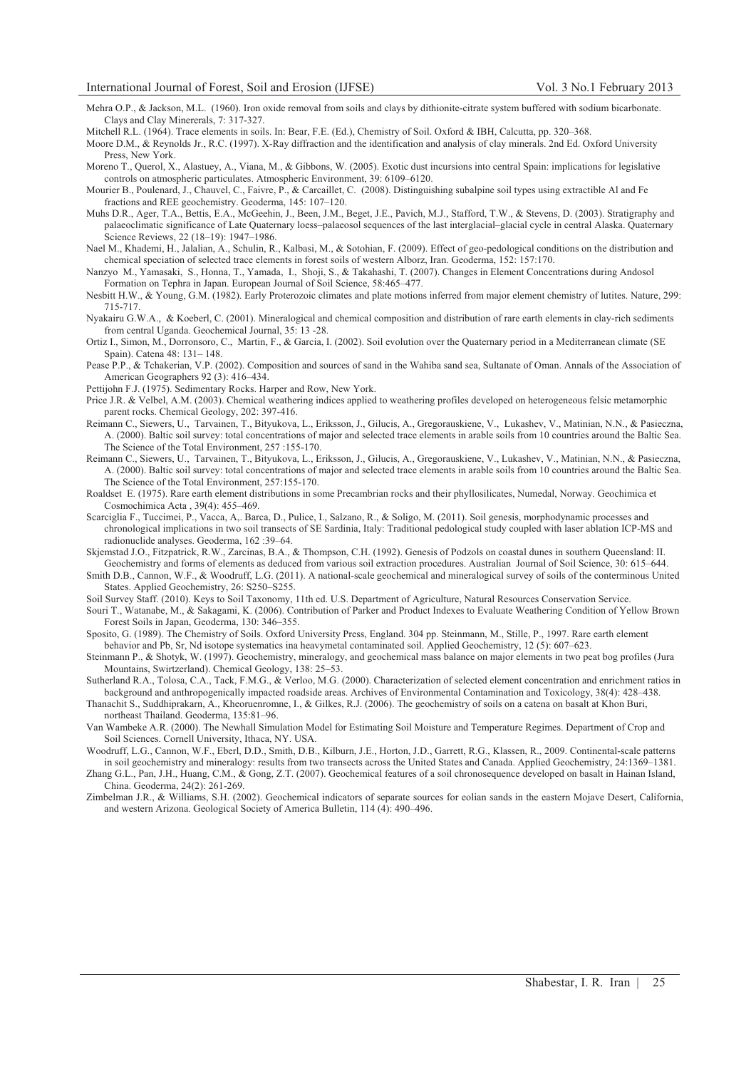Mehra O.P., & Jackson, M.L. (1960). Iron oxide removal from soils and clays by dithionite-citrate system buffered with sodium bicarbonate. Clays and Clay Minererals, 7: 317-327.

Mitchell R.L. (1964). Trace elements in soils. In: Bear, F.E. (Ed.), Chemistry of Soil. Oxford & IBH, Calcutta, pp. 320–368.

Moore D.M., & Reynolds Jr., R.C. (1997). X-Ray diffraction and the identification and analysis of clay minerals. 2nd Ed. Oxford University Press, New York.

Moreno T., Querol, X., Alastuey, A., Viana, M., & Gibbons, W. (2005). Exotic dust incursions into central Spain: implications for legislative controls on atmospheric particulates. Atmospheric Environment, 39: 6109–6120.

Mourier B., Poulenard, J., Chauvel, C., Faivre, P., & Carcaillet, C. (2008). Distinguishing subalpine soil types using extractible Al and Fe fractions and REE geochemistry. Geoderma, 145: 107–120.

Muhs D.R., Ager, T.A., Bettis, E.A., McGeehin, J., Been, J.M., Beget, J.E., Pavich, M.J., Stafford, T.W., & Stevens, D. (2003). Stratigraphy and palaeoclimatic significance of Late Quaternary loess–palaeosol sequences of the last interglacial–glacial cycle in central Alaska. Quaternary Science Reviews, 22 (18–19): 1947–1986.

Nael M., Khademi, H., Jalalian, A., Schulin, R., Kalbasi, M., & Sotohian, F. (2009). Effect of geo-pedological conditions on the distribution and chemical speciation of selected trace elements in forest soils of western Alborz, Iran. Geoderma, 152: 157:170.

Nanzyo M., Yamasaki, S., Honna, T., Yamada, I., Shoji, S., & Takahashi, T. (2007). Changes in Element Concentrations during Andosol Formation on Tephra in Japan. European Journal of Soil Science, 58:465–477.

Nesbitt H.W., & Young, G.M. (1982). Early Proterozoic climates and plate motions inferred from major element chemistry of lutites. Nature, 299: 715-717.

Nyakairu G.W.A., & Koeberl, C. (2001). Mineralogical and chemical composition and distribution of rare earth elements in clay-rich sediments from central Uganda. Geochemical Journal, 35: 13 -28.

Ortiz I., Simon, M., Dorronsoro, C., Martin, F., & Garcia, I. (2002). Soil evolution over the Quaternary period in a Mediterranean climate (SE Spain). Catena 48: 131– 148.

Pease P.P., & Tchakerian, V.P. (2002). Composition and sources of sand in the Wahiba sand sea, Sultanate of Oman. Annals of the Association of American Geographers 92 (3): 416–434.

Pettijohn F.J. (1975). Sedimentary Rocks. Harper and Row, New York.

Price J.R. & Velbel, A.M. (2003). Chemical weathering indices applied to weathering profiles developed on heterogeneous felsic metamorphic parent rocks. Chemical Geology, 202: 397-416.

Reimann C., Siewers, U., Tarvainen, T., Bityukova, L., Eriksson, J., Gilucis, A., Gregorauskiene, V., Lukashev, V., Matinian, N.N., & Pasieczna, A. (2000). Baltic soil survey: total concentrations of major and selected trace elements in arable soils from 10 countries around the Baltic Sea. The Science of the Total Environment, 257 :155-170.

Reimann C., Siewers, U., Tarvainen, T., Bityukova, L., Eriksson, J., Gilucis, A., Gregorauskiene, V., Lukashev, V., Matinian, N.N., & Pasieczna, A. (2000). Baltic soil survey: total concentrations of major and selected trace elements in arable soils from 10 countries around the Baltic Sea. The Science of the Total Environment, 257:155-170.

Roaldset E. (1975). Rare earth element distributions in some Precambrian rocks and their phyllosilicates, Numedal, Norway. Geochimica et Cosmochimica Acta , 39(4): 455–469.

Scarciglia F., Tuccimei, P., Vacca, A,. Barca, D., Pulice, I., Salzano, R., & Soligo, M. (2011). Soil genesis, morphodynamic processes and chronological implications in two soil transects of SE Sardinia, Italy: Traditional pedological study coupled with laser ablation ICP-MS and radionuclide analyses. Geoderma, 162 :39–64.

Skjemstad J.O., Fitzpatrick, R.W., Zarcinas, B.A., & Thompson, C.H. (1992). Genesis of Podzols on coastal dunes in southern Queensland: II. Geochemistry and forms of elements as deduced from various soil extraction procedures. Australian Journal of Soil Science, 30: 615–644.

Smith D.B., Cannon, W.F., & Woodruff, L.G. (2011). A national-scale geochemical and mineralogical survey of soils of the conterminous United States. Applied Geochemistry, 26: S250–S255.

Soil Survey Staff. (2010). Keys to Soil Taxonomy, 11th ed. U.S. Department of Agriculture, Natural Resources Conservation Service.

Souri T., Watanabe, M., & Sakagami, K. (2006). Contribution of Parker and Product Indexes to Evaluate Weathering Condition of Yellow Brown Forest Soils in Japan, Geoderma, 130: 346–355.

Sposito, G. (1989). The Chemistry of Soils. Oxford University Press, England. 304 pp. Steinmann, M., Stille, P., 1997. Rare earth element behavior and Pb, Sr, Nd isotope systematics ina heavymetal contaminated soil. Applied Geochemistry, 12 (5): 607–623.

Steinmann P., & Shotyk, W. (1997). Geochemistry, mineralogy, and geochemical mass balance on major elements in two peat bog profiles (Jura Mountains, Swirtzerland). Chemical Geology, 138: 25–53.

Sutherland R.A., Tolosa, C.A., Tack, F.M.G., & Verloo, M.G. (2000). Characterization of selected element concentration and enrichment ratios in background and anthropogenically impacted roadside areas. Archives of Environmental Contamination and Toxicology, 38(4): 428–438.

Thanachit S., Suddhiprakarn, A., Kheoruenromne, I., & Gilkes, R.J. (2006). The geochemistry of soils on a catena on basalt at Khon Buri, northeast Thailand. Geoderma, 135:81–96.

Van Wambeke A.R. (2000). The Newhall Simulation Model for Estimating Soil Moisture and Temperature Regimes. Department of Crop and Soil Sciences. Cornell University, Ithaca, NY. USA.

Woodruff, L.G., Cannon, W.F., Eberl, D.D., Smith, D.B., Kilburn, J.E., Horton, J.D., Garrett, R.G., Klassen, R., 2009. Continental-scale patterns in soil geochemistry and mineralogy: results from two transects across the United States and Canada. Applied Geochemistry, 24:1369–1381.

Zhang G.L., Pan, J.H., Huang, C.M., & Gong, Z.T. (2007). Geochemical features of a soil chronosequence developed on basalt in Hainan Island, China. Geoderma, 24(2): 261-269.

Zimbelman J.R., & Williams, S.H. (2002). Geochemical indicators of separate sources for eolian sands in the eastern Mojave Desert, California, and western Arizona. Geological Society of America Bulletin, 114 (4): 490–496.